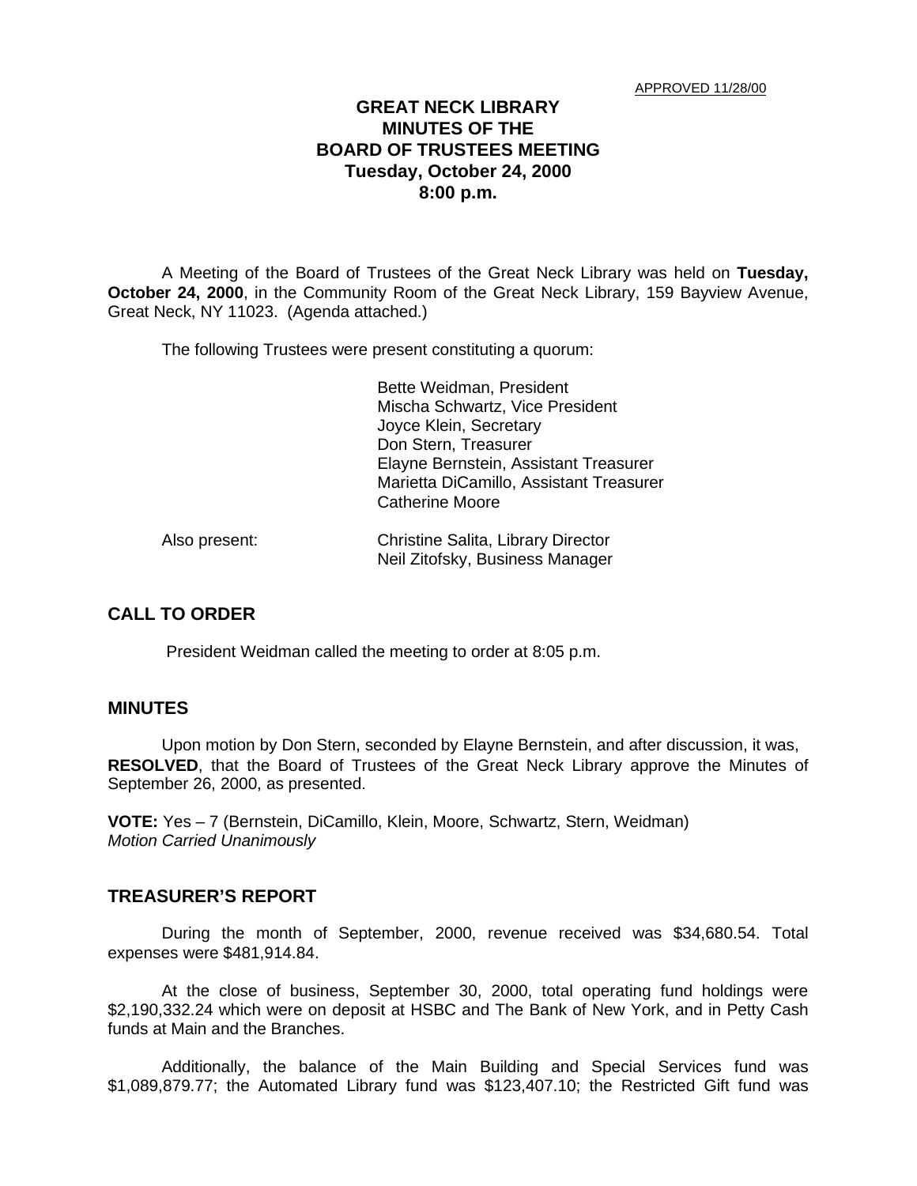APPROVED 11/28/00

# GREAT NECK LIBRARY
# MINUTES OF THE
# BOARD OF TRUSTEES MEETING
# Tuesday, October 24, 2000
# 8:00 p.m.

A Meeting of the Board of Trustees of the Great Neck Library was held on **Tuesday, October 24, 2000**, in the Community Room of the Great Neck Library, 159 Bayview Avenue, Great Neck, NY 11023. (Agenda attached.)

The following Trustees were present constituting a quorum:

Bette Weidman, President
Mischa Schwartz, Vice President
Joyce Klein, Secretary
Don Stern, Treasurer
Elayne Bernstein, Assistant Treasurer
Marietta DiCamillo, Assistant Treasurer
Catherine Moore

Also present: Christine Salita, Library Director
Neil Zitofsky, Business Manager

## CALL TO ORDER

President Weidman called the meeting to order at 8:05 p.m.

## MINUTES

Upon motion by Don Stern, seconded by Elayne Bernstein, and after discussion, it was, **RESOLVED**, that the Board of Trustees of the Great Neck Library approve the Minutes of September 26, 2000, as presented.

**VOTE:** Yes – 7 (Bernstein, DiCamillo, Klein, Moore, Schwartz, Stern, Weidman)
*Motion Carried Unanimously*

## TREASURER'S REPORT

During the month of September, 2000, revenue received was $34,680.54. Total expenses were $481,914.84.

At the close of business, September 30, 2000, total operating fund holdings were $2,190,332.24 which were on deposit at HSBC and The Bank of New York, and in Petty Cash funds at Main and the Branches.

Additionally, the balance of the Main Building and Special Services fund was $1,089,879.77; the Automated Library fund was $123,407.10; the Restricted Gift fund was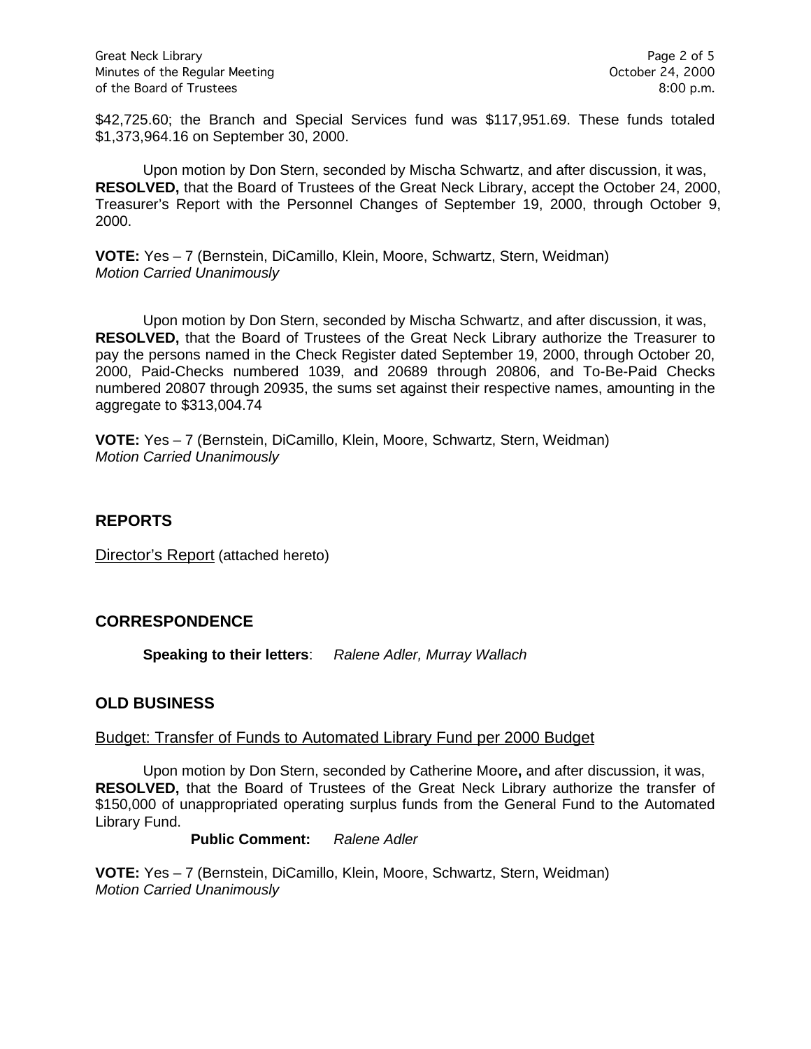$42,725.60; the Branch and Special Services fund was $117,951.69. These funds totaled $1,373,964.16 on September 30, 2000.

Upon motion by Don Stern, seconded by Mischa Schwartz, and after discussion, it was, **RESOLVED,** that the Board of Trustees of the Great Neck Library, accept the October 24, 2000, Treasurer's Report with the Personnel Changes of September 19, 2000, through October 9, 2000.

**VOTE:** Yes – 7 (Bernstein, DiCamillo, Klein, Moore, Schwartz, Stern, Weidman)
*Motion Carried Unanimously*

Upon motion by Don Stern, seconded by Mischa Schwartz, and after discussion, it was, **RESOLVED,** that the Board of Trustees of the Great Neck Library authorize the Treasurer to pay the persons named in the Check Register dated September 19, 2000, through October 20, 2000, Paid-Checks numbered 1039, and 20689 through 20806, and To-Be-Paid Checks numbered 20807 through 20935, the sums set against their respective names, amounting in the aggregate to $313,004.74

**VOTE:** Yes – 7 (Bernstein, DiCamillo, Klein, Moore, Schwartz, Stern, Weidman)
*Motion Carried Unanimously*

## REPORTS

Director's Report (attached hereto)

## CORRESPONDENCE

**Speaking to their letters**: *Ralene Adler, Murray Wallach*

## OLD BUSINESS

### Budget: Transfer of Funds to Automated Library Fund per 2000 Budget

Upon motion by Don Stern, seconded by Catherine Moore**,** and after discussion, it was, **RESOLVED,** that the Board of Trustees of the Great Neck Library authorize the transfer of $150,000 of unappropriated operating surplus funds from the General Fund to the Automated Library Fund.

**Public Comment:** *Ralene Adler*

**VOTE:** Yes – 7 (Bernstein, DiCamillo, Klein, Moore, Schwartz, Stern, Weidman)
*Motion Carried Unanimously*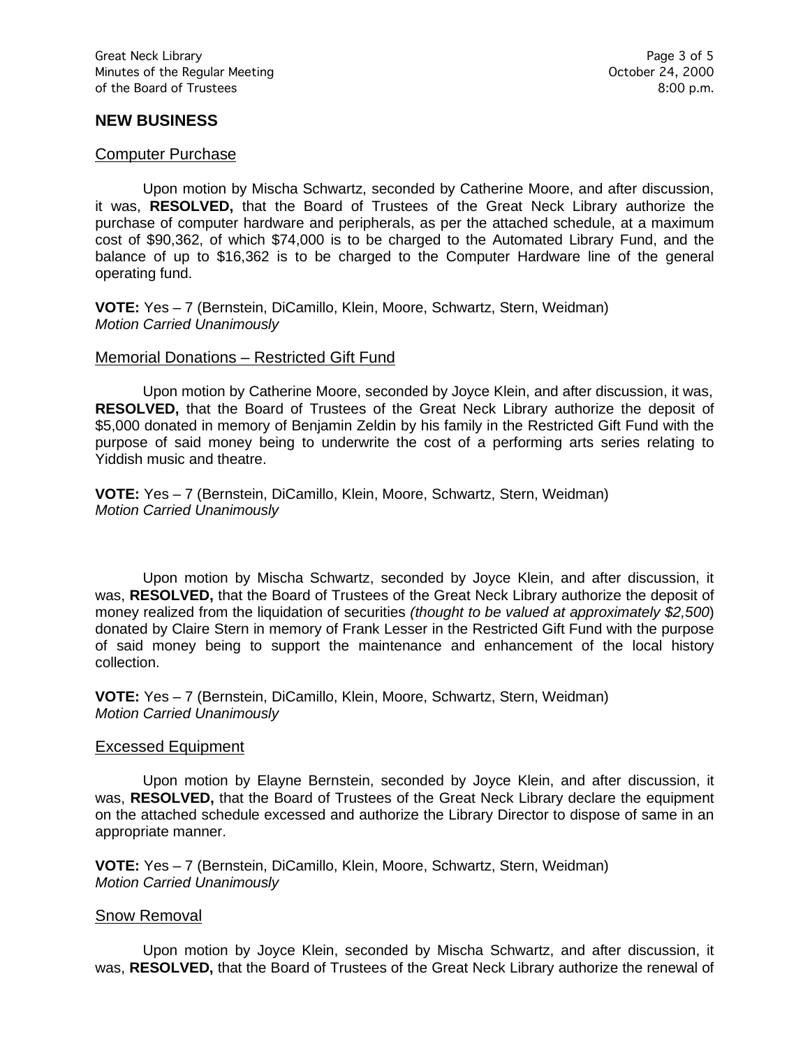## NEW BUSINESS

### Computer Purchase

Upon motion by Mischa Schwartz, seconded by Catherine Moore, and after discussion, it was, **RESOLVED,** that the Board of Trustees of the Great Neck Library authorize the purchase of computer hardware and peripherals, as per the attached schedule, at a maximum cost of $90,362, of which $74,000 is to be charged to the Automated Library Fund, and the balance of up to $16,362 is to be charged to the Computer Hardware line of the general operating fund.

**VOTE:** Yes – 7 (Bernstein, DiCamillo, Klein, Moore, Schwartz, Stern, Weidman)
*Motion Carried Unanimously*

### Memorial Donations – Restricted Gift Fund

Upon motion by Catherine Moore, seconded by Joyce Klein, and after discussion, it was, **RESOLVED,** that the Board of Trustees of the Great Neck Library authorize the deposit of $5,000 donated in memory of Benjamin Zeldin by his family in the Restricted Gift Fund with the purpose of said money being to underwrite the cost of a performing arts series relating to Yiddish music and theatre.

**VOTE:** Yes – 7 (Bernstein, DiCamillo, Klein, Moore, Schwartz, Stern, Weidman)
*Motion Carried Unanimously*

Upon motion by Mischa Schwartz, seconded by Joyce Klein, and after discussion, it was, **RESOLVED,** that the Board of Trustees of the Great Neck Library authorize the deposit of money realized from the liquidation of securities *(thought to be valued at approximately $2,500*) donated by Claire Stern in memory of Frank Lesser in the Restricted Gift Fund with the purpose of said money being to support the maintenance and enhancement of the local history collection.

**VOTE:** Yes – 7 (Bernstein, DiCamillo, Klein, Moore, Schwartz, Stern, Weidman)
*Motion Carried Unanimously*

### Excessed Equipment

Upon motion by Elayne Bernstein, seconded by Joyce Klein, and after discussion, it was, **RESOLVED,** that the Board of Trustees of the Great Neck Library declare the equipment on the attached schedule excessed and authorize the Library Director to dispose of same in an appropriate manner.

**VOTE:** Yes – 7 (Bernstein, DiCamillo, Klein, Moore, Schwartz, Stern, Weidman)
*Motion Carried Unanimously*

### Snow Removal

Upon motion by Joyce Klein, seconded by Mischa Schwartz, and after discussion, it was, **RESOLVED,** that the Board of Trustees of the Great Neck Library authorize the renewal of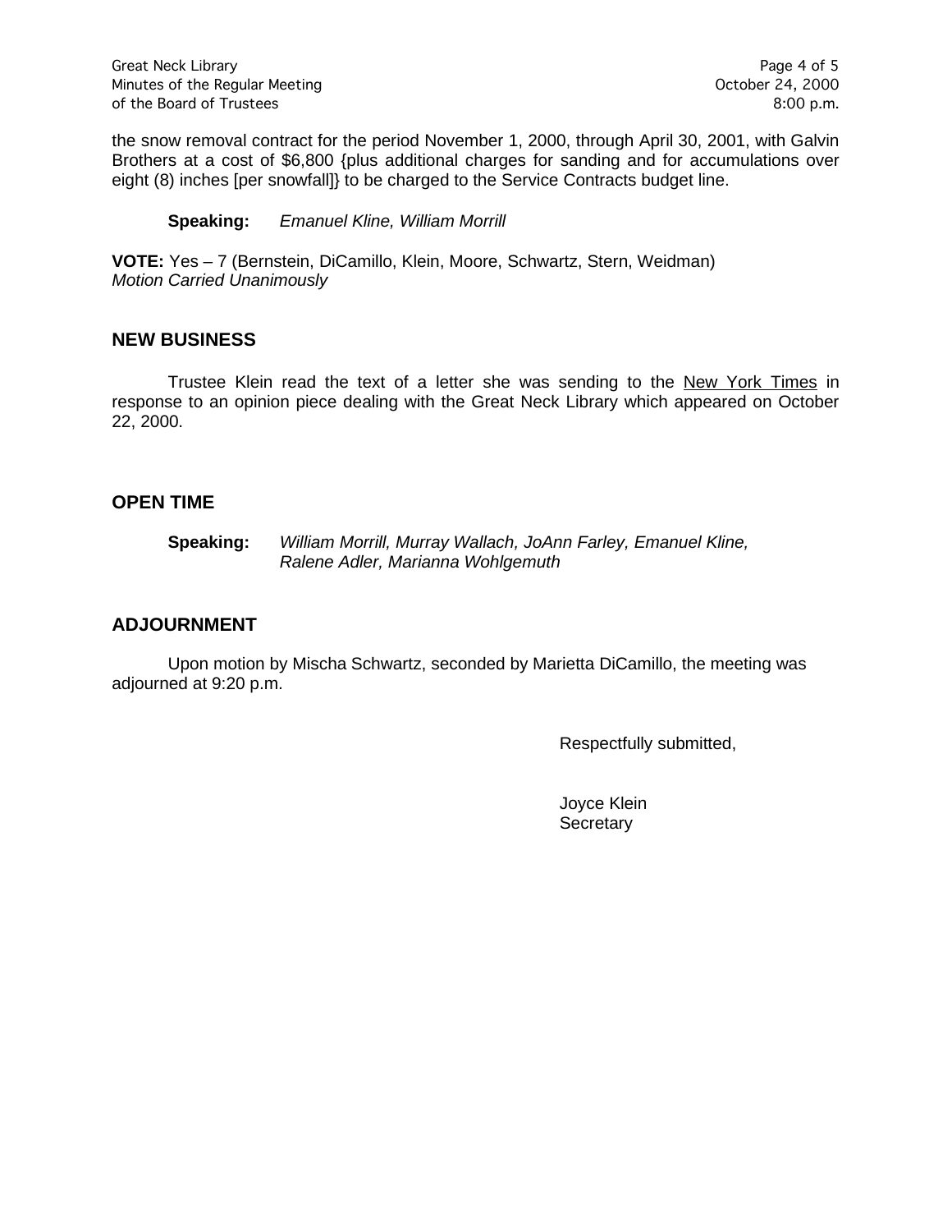the snow removal contract for the period November 1, 2000, through April 30, 2001, with Galvin Brothers at a cost of $6,800 {plus additional charges for sanding and for accumulations over eight (8) inches [per snowfall]} to be charged to the Service Contracts budget line.

**Speaking:** *Emanuel Kline, William Morrill*

**VOTE:** Yes – 7 (Bernstein, DiCamillo, Klein, Moore, Schwartz, Stern, Weidman)
*Motion Carried Unanimously*

## NEW BUSINESS

Trustee Klein read the text of a letter she was sending to the New York Times in response to an opinion piece dealing with the Great Neck Library which appeared on October 22, 2000.

## OPEN TIME

**Speaking:** *William Morrill, Murray Wallach, JoAnn Farley, Emanuel Kline, Ralene Adler, Marianna Wohlgemuth*

## ADJOURNMENT

Upon motion by Mischa Schwartz, seconded by Marietta DiCamillo, the meeting was adjourned at 9:20 p.m.

Respectfully submitted,

Joyce Klein
Secretary